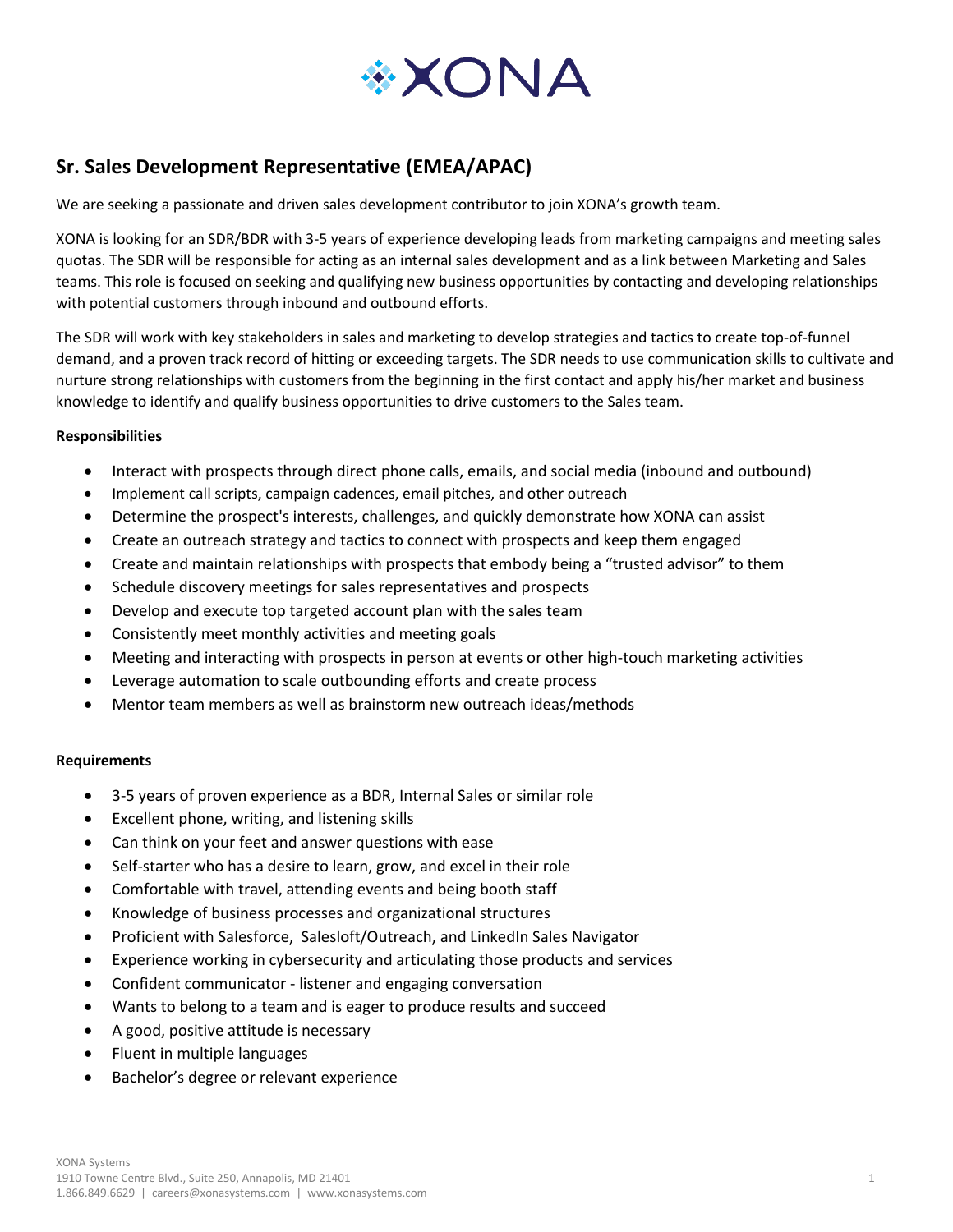XONA

## Sr. Sales Development Representative (EMEA/APAC)

We are seeking a passionate and driven sales development contributor to join XONA's growth team.

XONA is looking for an SDR/BDR with 3-5 years of experience developing leads from marketing campaigns and meeting sales quotas. The SDR will be responsible for acting as an internal sales development and as a link between Marketing and Sales teams. This role is focused on seeking and qualifying new business opportunities by contacting and developing relationships with potential customers through inbound and outbound efforts.

The SDR will work with key stakeholders in sales and marketing to develop strategies and tactics to create top-of-funnel demand, and a proven track record of hitting or exceeding targets. The SDR needs to use communication skills to cultivate and nurture strong relationships with customers from the beginning in the first contact and apply his/her market and business knowledge to identify and qualify business opportunities to drive customers to the Sales team.

**Responsibilities**

- Interact with prospects through direct phone calls, emails, and social media (inbound and outbound)
- Implement call scripts, campaign cadences, email pitches, and other outreach
- Determine the prospect's interests, challenges, and quickly demonstrate how XONA can assist
- Create an outreach strategy and tactics to connect with prospects and keep them engaged
- Create and maintain relationships with prospects that embody being a "trusted advisor" to them
- Schedule discovery meetings for sales representatives and prospects
- Develop and execute top targeted account plan with the sales team
- Consistently meet monthly activities and meeting goals
- Meeting and interacting with prospects in person at events or other high-touch marketing activities
- Leverage automation to scale outbounding efforts and create process
- Mentor team members as well as brainstorm new outreach ideas/methods

**Requirements**

- 3-5 years of proven experience as a BDR, Internal Sales or similar role
- Excellent phone, writing, and listening skills
- Can think on your feet and answer questions with ease
- Self-starter who has a desire to learn, grow, and excel in their role
- Comfortable with travel, attending events and being booth staff
- Knowledge of business processes and organizational structures
- Proficient with Salesforce, Salesloft/Outreach, and LinkedIn Sales Navigator
- Experience working in cybersecurity and articulating those products and services
- Confident communicator - listener and engaging conversation
- Wants to belong to a team and is eager to produce results and succeed
- A good, positive attitude is necessary
- Fluent in multiple languages
- Bachelor's degree or relevant experience

XONA Systems
1910 Towne Centre Blvd., Suite 250, Annapolis, MD 21401
1.866.849.6629 | careers@xonasystems.com | www.xonasystems.com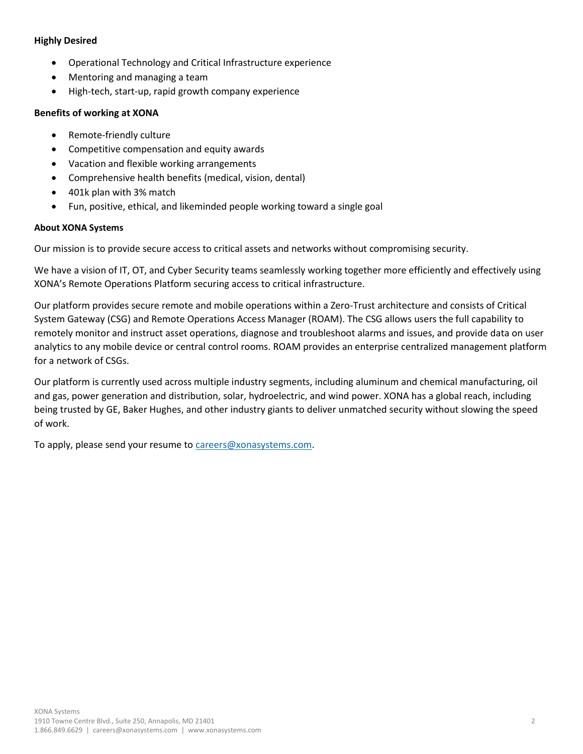**Highly Desired**

- Operational Technology and Critical Infrastructure experience
- Mentoring and managing a team
- High-tech, start-up, rapid growth company experience

**Benefits of working at XONA**

- Remote-friendly culture
- Competitive compensation and equity awards
- Vacation and flexible working arrangements
- Comprehensive health benefits (medical, vision, dental)
- 401k plan with 3% match
- Fun, positive, ethical, and likeminded people working toward a single goal

**About XONA Systems**

Our mission is to provide secure access to critical assets and networks without compromising security.

We have a vision of IT, OT, and Cyber Security teams seamlessly working together more efficiently and effectively using XONA's Remote Operations Platform securing access to critical infrastructure.

Our platform provides secure remote and mobile operations within a Zero-Trust architecture and consists of Critical System Gateway (CSG) and Remote Operations Access Manager (ROAM). The CSG allows users the full capability to remotely monitor and instruct asset operations, diagnose and troubleshoot alarms and issues, and provide data on user analytics to any mobile device or central control rooms. ROAM provides an enterprise centralized management platform for a network of CSGs.

Our platform is currently used across multiple industry segments, including aluminum and chemical manufacturing, oil and gas, power generation and distribution, solar, hydroelectric, and wind power. XONA has a global reach, including being trusted by GE, Baker Hughes, and other industry giants to deliver unmatched security without slowing the speed of work.

To apply, please send your resume to careers@xonasystems.com.

XONA Systems
1910 Towne Centre Blvd., Suite 250, Annapolis, MD 21401
1.866.849.6629 | careers@xonasystems.com | www.xonasystems.com